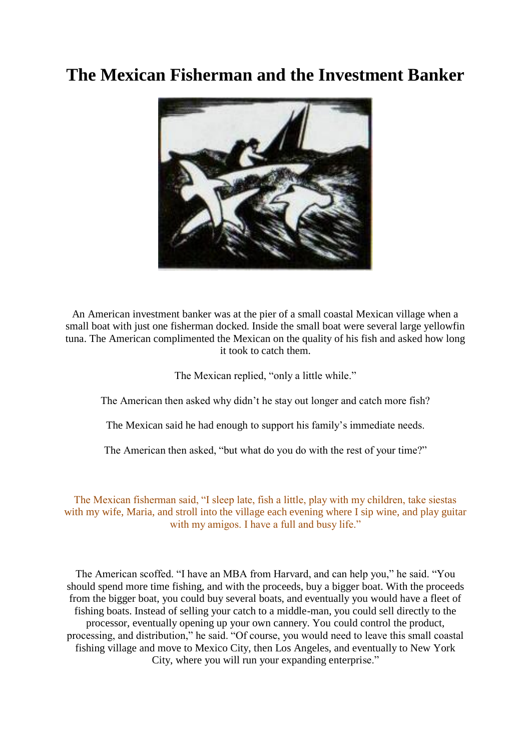# The Mexican Fisherman and the Investment Banker

An American investment banker was at the pier of a small coastal Mexican village when a small boat with just one fisherman docked. Inside the small boat were several large yellowfin tuna. The American complimented the Mexican on the quality of his fish and asked how long it took to catch them.

The Mexican replied, “only a little while.”

The American then asked why didn’t he stay out longer and catch more fish?

The Mexican said he had enough to support his family’s immediate needs.

The American then asked, “but what do you do with the rest of your time?”

The Mexican fisherman said, “I sleep late, fish a little, play with my children, take siestas with my wife, Maria, and stroll into the village each evening where I sip wine, and play guitar with my amigos. I have a full and busy life.”

The American scoffed. “I have an MBA from Harvard, and can help you,” he said. “You should spend more time fishing, and with the proceeds, buy a bigger boat. With the proceeds from the bigger boat, you could buy several boats, and eventually you would have a fleet of fishing boats. Instead of selling your catch to a middle-man, you could sell directly to the processor, eventually opening up your own cannery. You could control the product, processing, and distribution,” he said. “Of course, you would need to leave this small coastal fishing village and move to Mexico City, then Los Angeles, and eventually to New York City, where you will run your expanding enterprise.”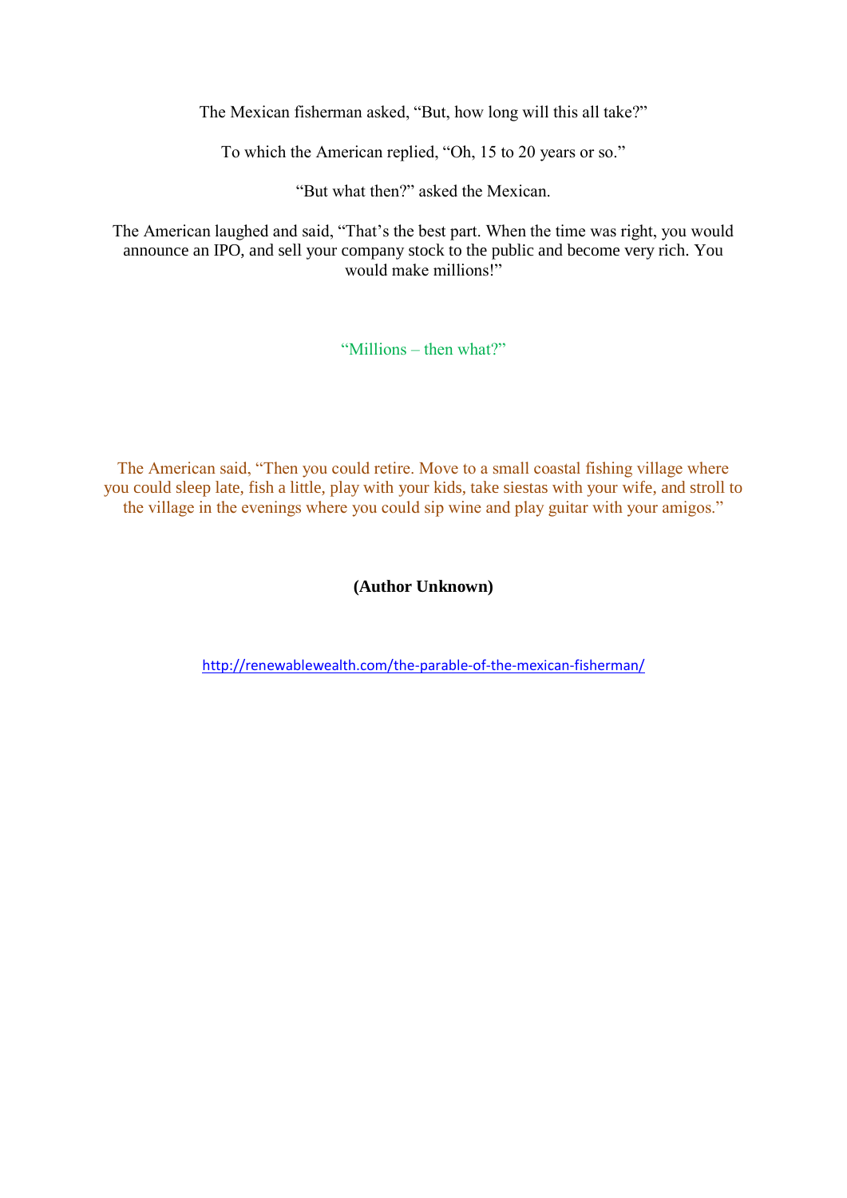The Mexican fisherman asked, “But, how long will this all take?”

To which the American replied, “Oh, 15 to 20 years or so.”

“But what then?” asked the Mexican.

The American laughed and said, “That’s the best part. When the time was right, you would announce an IPO, and sell your company stock to the public and become very rich. You would make millions!”

“Millions – then what?”

The American said, “Then you could retire. Move to a small coastal fishing village where you could sleep late, fish a little, play with your kids, take siestas with your wife, and stroll to the village in the evenings where you could sip wine and play guitar with your amigos.”

**(Author Unknown)**

http://renewablewealth.com/the-parable-of-the-mexican-fisherman/